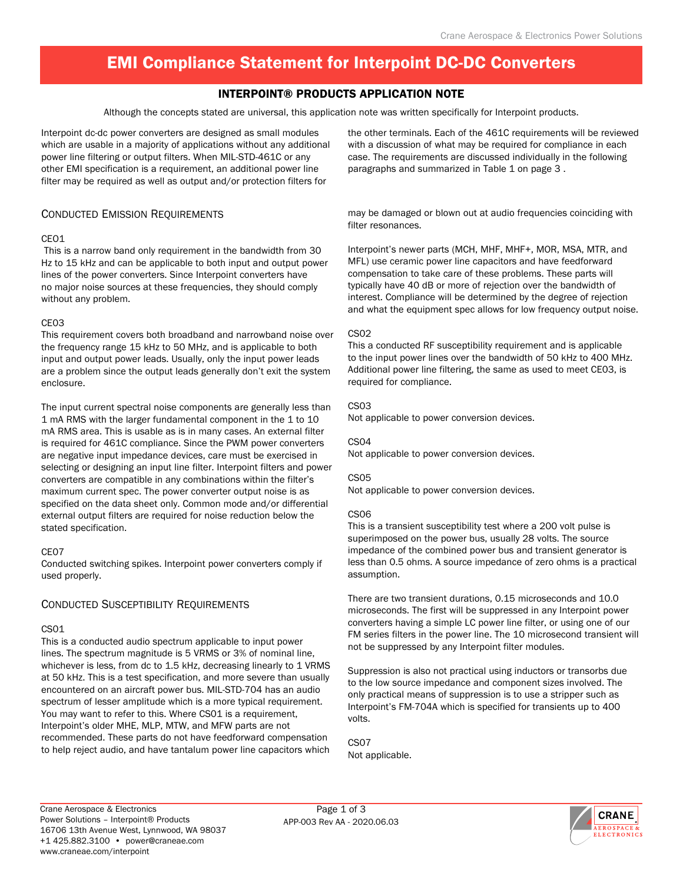# EMI Compliance Statement for Interpoint DC-DC Converters

## INTERPOINT® PRODUCTS APPLICATION NOTE

Although the concepts stated are universal, this application note was written specifically for Interpoint products.

Interpoint dc-dc power converters are designed as small modules which are usable in a majority of applications without any additional power line filtering or output filters. When MIL-STD-461C or any other EMI specification is a requirement, an additional power line filter may be required as well as output and/or protection filters for the other terminals. Each of the 461C requirements will be reviewed with a discussion of what may be required for compliance in each case. The requirements are discussed individually in the following paragraphs and summarized in Table 1 on page 3 .

## Conducted Emission Requirements

### CE01

This is a narrow band only requirement in the bandwidth from 30 Hz to 15 kHz and can be applicable to both input and output power lines of the power converters. Since Interpoint converters have no major noise sources at these frequencies, they should comply without any problem.

### CE03

This requirement covers both broadband and narrowband noise over the frequency range 15 kHz to 50 MHz, and is applicable to both input and output power leads. Usually, only the input power leads are a problem since the output leads generally don't exit the system enclosure.

The input current spectral noise components are generally less than 1 mA RMS with the larger fundamental component in the 1 to 10 mA RMS area. This is usable as is in many cases. An external filter is required for 461C compliance. Since the PWM power converters are negative input impedance devices, care must be exercised in selecting or designing an input line filter. Interpoint filters and power converters are compatible in any combinations within the filter's maximum current spec. The power converter output noise is as specified on the data sheet only. Common mode and/or differential external output filters are required for noise reduction below the stated specification.

### CE07

Conducted switching spikes. Interpoint power converters comply if used properly.

## Conducted Susceptibility Requirements

### CS01

This is a conducted audio spectrum applicable to input power lines. The spectrum magnitude is 5 VRMS or 3% of nominal line, whichever is less, from dc to 1.5 kHz, decreasing linearly to 1 VRMS at 50 kHz. This is a test specification, and more severe than usually encountered on an aircraft power bus. MIL-STD-704 has an audio spectrum of lesser amplitude which is a more typical requirement. You may want to refer to this. Where CS01 is a requirement, Interpoint's older MHE, MLP, MTW, and MFW parts are not recommended. These parts do not have feedforward compensation to help reject audio, and have tantalum power line capacitors which may be damaged or blown out at audio frequencies coinciding with filter resonances.

Interpoint's newer parts (MCH, MHF, MHF+, MOR, MSA, MTR, and MFL) use ceramic power line capacitors and have feedforward compensation to take care of these problems. These parts will typically have 40 dB or more of rejection over the bandwidth of interest. Compliance will be determined by the degree of rejection and what the equipment spec allows for low frequency output noise.

### CS02

This a conducted RF susceptibility requirement and is applicable to the input power lines over the bandwidth of 50 kHz to 400 MHz. Additional power line filtering, the same as used to meet CE03, is required for compliance.

### CS03

Not applicable to power conversion devices.

### CS04

Not applicable to power conversion devices.

### CS05

Not applicable to power conversion devices.

### CS06

This is a transient susceptibility test where a 200 volt pulse is superimposed on the power bus, usually 28 volts. The source impedance of the combined power bus and transient generator is less than 0.5 ohms. A source impedance of zero ohms is a practical assumption.

There are two transient durations, 0.15 microseconds and 10.0 microseconds. The first will be suppressed in any Interpoint power converters having a simple LC power line filter, or using one of our FM series filters in the power line. The 10 microsecond transient will not be suppressed by any Interpoint filter modules.

Suppression is also not practical using inductors or transorbs due to the low source impedance and component sizes involved. The only practical means of suppression is to use a stripper such as Interpoint's FM-704A which is specified for transients up to 400 volts.

### CS07

Not applicable.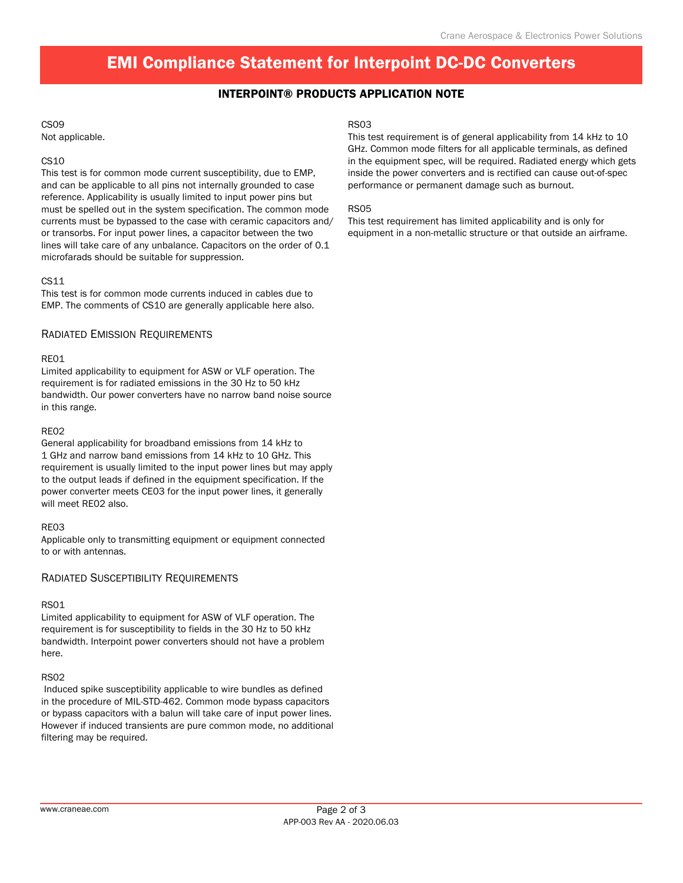CS09

Not applicable.

CS10

This test is for common mode current susceptibility, due to EMP, and can be applicable to all pins not internally grounded to case reference. Applicability is usually limited to input power pins but must be spelled out in the system specification. The common mode currents must be bypassed to the case with ceramic capacitors and/ or transorbs. For input power lines, a capacitor between the two lines will take care of any unbalance. Capacitors on the order of 0.1 microfarads should be suitable for suppression.

CS11

This test is for common mode currents induced in cables due to EMP. The comments of CS10 are generally applicable here also.

## Radiated Emission Requirements

RE01

Limited applicability to equipment for ASW or VLF operation. The requirement is for radiated emissions in the 30 Hz to 50 kHz bandwidth. Our power converters have no narrow band noise source in this range.

RE02

General applicability for broadband emissions from 14 kHz to 1 GHz and narrow band emissions from 14 kHz to 10 GHz. This requirement is usually limited to the input power lines but may apply to the output leads if defined in the equipment specification. If the power converter meets CE03 for the input power lines, it generally will meet RE02 also.

RE03

Applicable only to transmitting equipment or equipment connected to or with antennas.

## Radiated Susceptibility Requirements

RS01

Limited applicability to equipment for ASW of VLF operation. The requirement is for susceptibility to fields in the 30 Hz to 50 kHz bandwidth. Interpoint power converters should not have a problem here.

RS02

Induced spike susceptibility applicable to wire bundles as defined in the procedure of MIL-STD-462. Common mode bypass capacitors or bypass capacitors with a balun will take care of input power lines. However if induced transients are pure common mode, no additional filtering may be required.

RS03

This test requirement is of general applicability from 14 kHz to 10 GHz. Common mode filters for all applicable terminals, as defined in the equipment spec, will be required. Radiated energy which gets inside the power converters and is rectified can cause out-of-spec performance or permanent damage such as burnout.

RS05

This test requirement has limited applicability and is only for equipment in a non-metallic structure or that outside an airframe.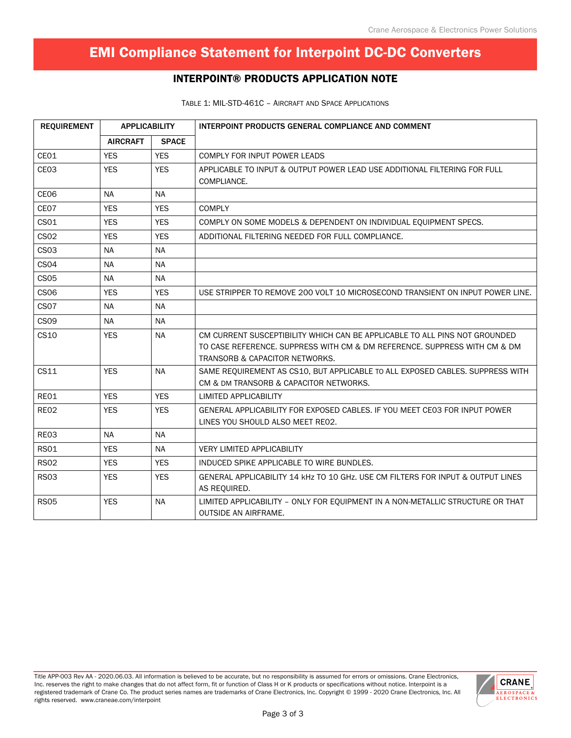# EMI Compliance Statement for Interpoint DC-DC Converters

## INTERPOINT® PRODUCTS APPLICATION NOTE

TABLE 1: MIL-STD-461C – AIRCRAFT AND SPACE APPLICATIONS

| REQUIREMENT | APPLICABILITY | | INTERPOINT PRODUCTS GENERAL COMPLIANCE AND COMMENT |
|---|---|---|---|
| | AIRCRAFT | SPACE | |
| CE01 | YES | YES | COMPLY FOR INPUT POWER LEADS |
| CE03 | YES | YES | APPLICABLE TO INPUT & OUTPUT POWER LEAD USE ADDITIONAL FILTERING FOR FULL COMPLIANCE. |
| CE06 | NA | NA | |
| CE07 | YES | YES | COMPLY |
| CS01 | YES | YES | COMPLY ON SOME MODELS & DEPENDENT ON INDIVIDUAL EQUIPMENT SPECS. |
| CS02 | YES | YES | ADDITIONAL FILTERING NEEDED FOR FULL COMPLIANCE. |
| CS03 | NA | NA | |
| CS04 | NA | NA | |
| CS05 | NA | NA | |
| CS06 | YES | YES | USE STRIPPER TO REMOVE 200 VOLT 10 MICROSECOND TRANSIENT ON INPUT POWER LINE. |
| CS07 | NA | NA | |
| CS09 | NA | NA | |
| CS10 | YES | NA | CM CURRENT SUSCEPTIBILITY WHICH CAN BE APPLICABLE TO ALL PINS NOT GROUNDED TO CASE REFERENCE. SUPPRESS WITH CM & DM REFERENCE. SUPPRESS WITH CM & DM TRANSORB & CAPACITOR NETWORKS. |
| CS11 | YES | NA | SAME REQUIREMENT AS CS10, BUT APPLICABLE TO ALL EXPOSED CABLES. SUPPRESS WITH CM & DM TRANSORB & CAPACITOR NETWORKS. |
| RE01 | YES | YES | LIMITED APPLICABILITY |
| RE02 | YES | YES | GENERAL APPLICABILITY FOR EXPOSED CABLES. IF YOU MEET CE03 FOR INPUT POWER LINES YOU SHOULD ALSO MEET RE02. |
| RE03 | NA | NA | |
| RS01 | YES | NA | VERY LIMITED APPLICABILITY |
| RS02 | YES | YES | INDUCED SPIKE APPLICABLE TO WIRE BUNDLES. |
| RS03 | YES | YES | GENERAL APPLICABILITY 14 kHz TO 10 GHz. USE CM FILTERS FOR INPUT & OUTPUT LINES AS REQUIRED. |
| RS05 | YES | NA | LIMITED APPLICABILITY – ONLY FOR EQUIPMENT IN A NON-METALLIC STRUCTURE OR THAT OUTSIDE AN AIRFRAME. |

Title APP-003 Rev AA - 2020.06.03. All information is believed to be accurate, but no responsibility is assumed for errors or omissions. Crane Electronics, Inc. reserves the right to make changes that do not affect form, fit or function of Class H or K products or specifications without notice. Interpoint is a registered trademark of Crane Co. The product series names are trademarks of Crane Electronics, Inc. Copyright © 1999 - 2020 Crane Electronics, Inc. All rights reserved. www.craneae.com/interpoint